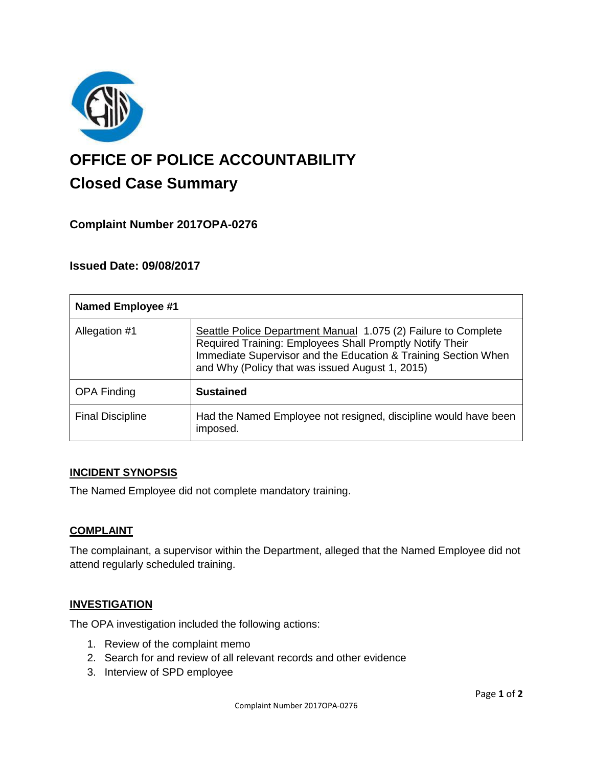# OFFICE OF POLICE ACCOUNTABILITY

## Closed Case Summary

### Complaint Number 2017OPA-0276

### Issued Date: 09/08/2017

| **Named Employee #1** | |
|---|---|
| Allegation #1 | Seattle Police Department Manual 1.075 (2) Failure to Complete Required Training: Employees Shall Promptly Notify Their Immediate Supervisor and the Education & Training Section When and Why (Policy that was issued August 1, 2015) |
| OPA Finding | **Sustained** |
| Final Discipline | Had the Named Employee not resigned, discipline would have been imposed. |

**INCIDENT SYNOPSIS**

The Named Employee did not complete mandatory training.

**COMPLAINT**

The complainant, a supervisor within the Department, alleged that the Named Employee did not attend regularly scheduled training.

**INVESTIGATION**

The OPA investigation included the following actions:

1. Review of the complaint memo
2. Search for and review of all relevant records and other evidence
3. Interview of SPD employee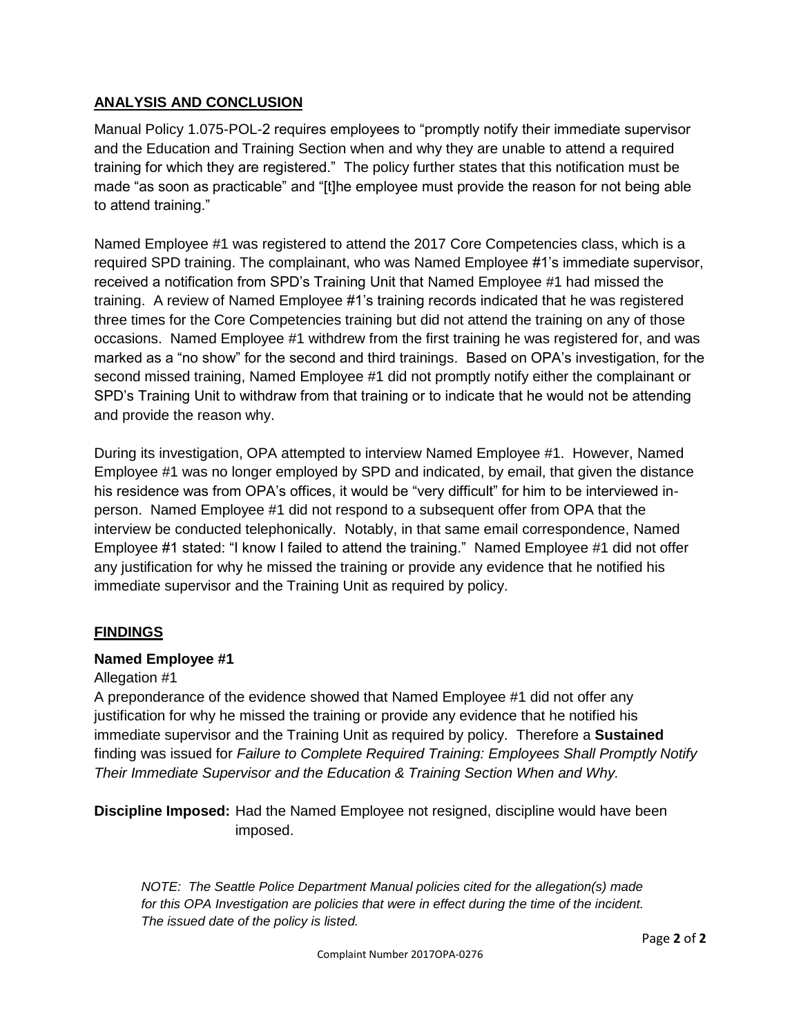## ANALYSIS AND CONCLUSION

Manual Policy 1.075-POL-2 requires employees to "promptly notify their immediate supervisor and the Education and Training Section when and why they are unable to attend a required training for which they are registered." The policy further states that this notification must be made "as soon as practicable" and "[t]he employee must provide the reason for not being able to attend training."

Named Employee #1 was registered to attend the 2017 Core Competencies class, which is a required SPD training. The complainant, who was Named Employee #1's immediate supervisor, received a notification from SPD's Training Unit that Named Employee #1 had missed the training. A review of Named Employee #1's training records indicated that he was registered three times for the Core Competencies training but did not attend the training on any of those occasions. Named Employee #1 withdrew from the first training he was registered for, and was marked as a "no show" for the second and third trainings. Based on OPA's investigation, for the second missed training, Named Employee #1 did not promptly notify either the complainant or SPD's Training Unit to withdraw from that training or to indicate that he would not be attending and provide the reason why.

During its investigation, OPA attempted to interview Named Employee #1. However, Named Employee #1 was no longer employed by SPD and indicated, by email, that given the distance his residence was from OPA's offices, it would be "very difficult" for him to be interviewed in-person. Named Employee #1 did not respond to a subsequent offer from OPA that the interview be conducted telephonically. Notably, in that same email correspondence, Named Employee #1 stated: "I know I failed to attend the training." Named Employee #1 did not offer any justification for why he missed the training or provide any evidence that he notified his immediate supervisor and the Training Unit as required by policy.

## FINDINGS

### Named Employee #1

Allegation #1

A preponderance of the evidence showed that Named Employee #1 did not offer any justification for why he missed the training or provide any evidence that he notified his immediate supervisor and the Training Unit as required by policy. Therefore a **Sustained** finding was issued for *Failure to Complete Required Training: Employees Shall Promptly Notify Their Immediate Supervisor and the Education & Training Section When and Why.*

**Discipline Imposed:** Had the Named Employee not resigned, discipline would have been imposed.

*NOTE: The Seattle Police Department Manual policies cited for the allegation(s) made for this OPA Investigation are policies that were in effect during the time of the incident. The issued date of the policy is listed.*

Complaint Number 2017OPA-0276